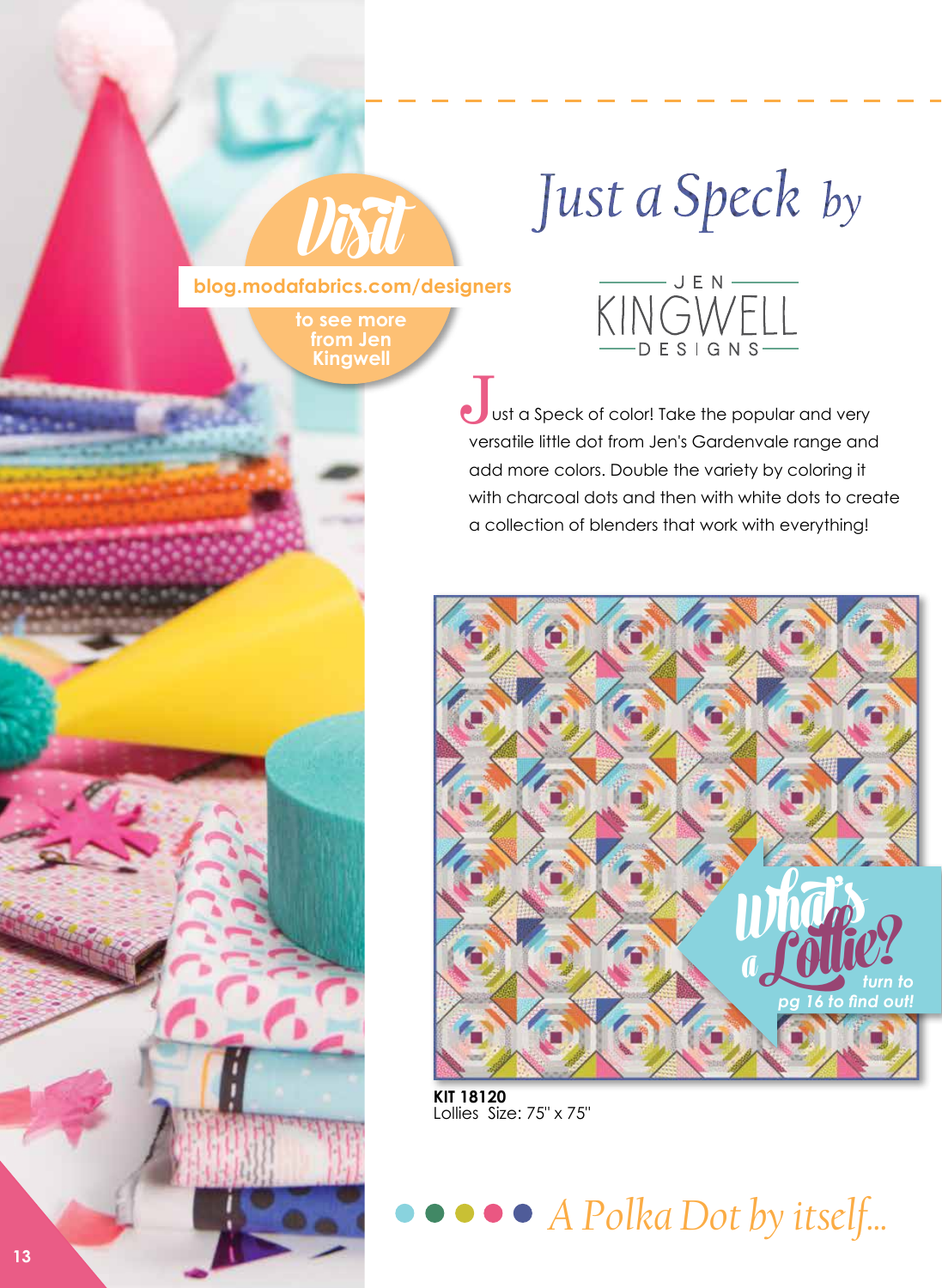# Just a Speck by

JEN KINGWELL DESIGNS

**Visit**

**blog.modafabrics.com/designers**

**to see more from Jen Kingwell**

Just a Speck of color! Take the popular and very versatile little dot from Jen's Gardenvale range and add more colors. Double the variety by coloring it with charcoal dots and then with white dots to create a collection of blenders that work with everything!

What's a Lollie? *turn to pg 16 to find out!*

**KIT 18120**
Lollies Size: 75" x 75"

*A Polka Dot by itself...*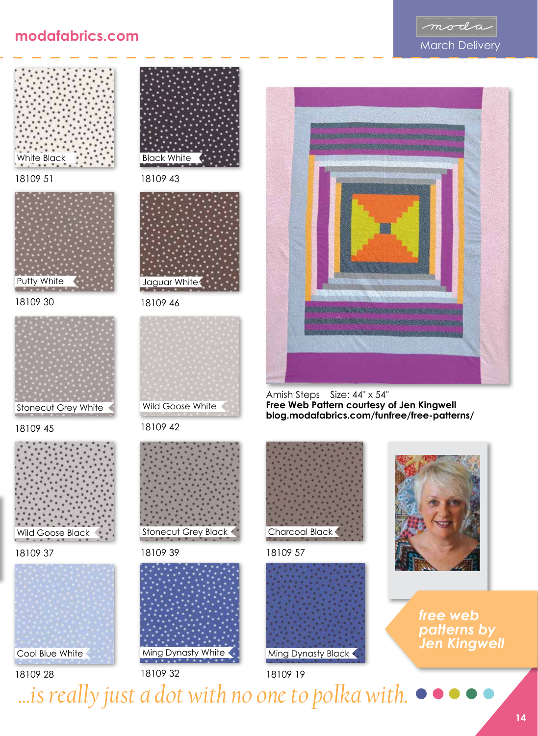modafabrics.com

March Delivery

White Black
18109 51

Black White
18109 43

Putty White
18109 30

Jaguar White
18109 46

Stonecut Grey White
18109 45

Wild Goose White
18109 42

Amish Steps Size: 44" x 54"
**Free Web Pattern courtesy of Jen Kingwell**
**blog.modafabrics.com/funfree/free-patterns/**

Wild Goose Black
18109 37

Stonecut Grey Black
18109 39

Charcoal Black
18109 57

Cool Blue White
18109 28

Ming Dynasty White
18109 32

Ming Dynasty Black
18109 19

***free web patterns by Jen Kingwell***

*...is really just a dot with no one to polka with.*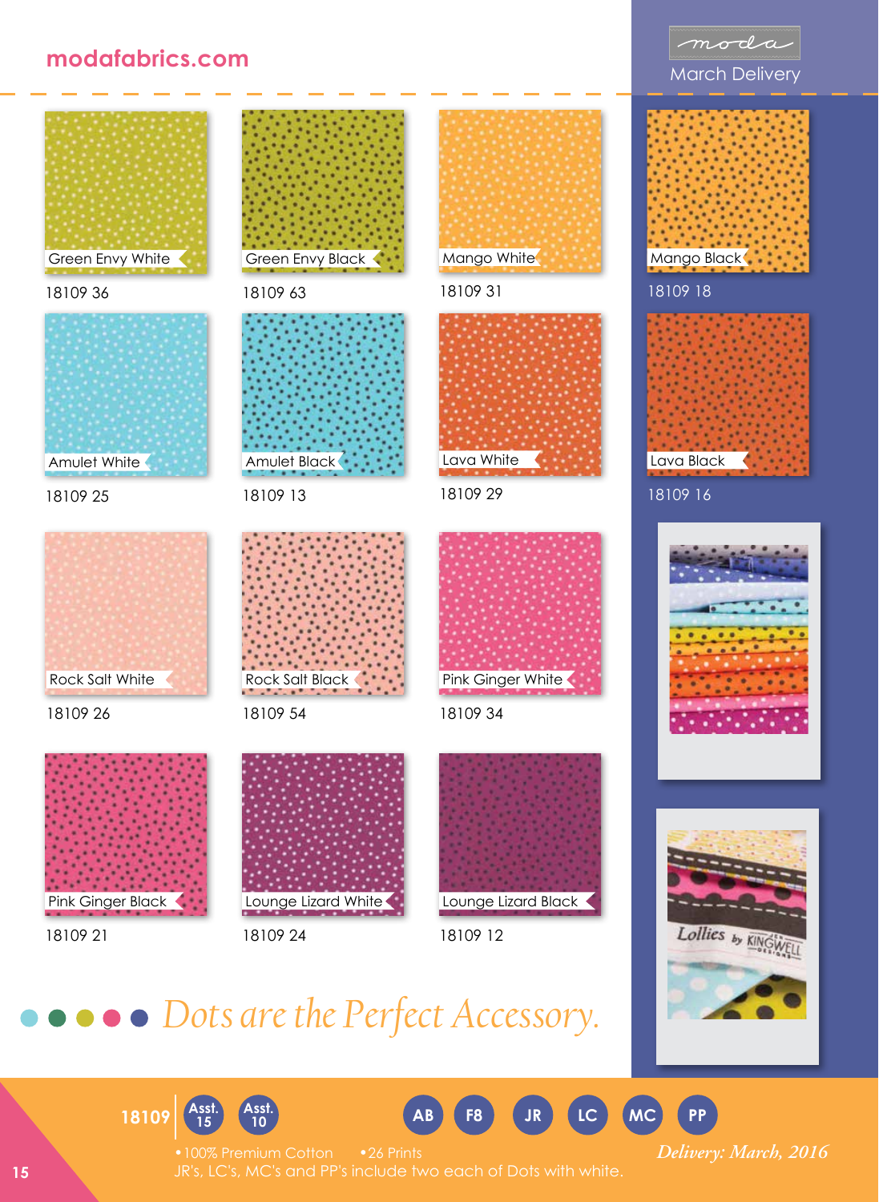modafabrics.com

moda

March Delivery

| Name | Number |
| --- | --- |
| Green Envy White | 18109 36 |
| Green Envy Black | 18109 63 |
| Mango White | 18109 31 |
| Mango Black | 18109 18 |
| Amulet White | 18109 25 |
| Amulet Black | 18109 13 |
| Lava White | 18109 29 |
| Lava Black | 18109 16 |
| Rock Salt White | 18109 26 |
| Rock Salt Black | 18109 54 |
| Pink Ginger White | 18109 34 |
| Pink Ginger Black | 18109 21 |
| Lounge Lizard White | 18109 24 |
| Lounge Lizard Black | 18109 12 |

Lollies by Jen Kingwell Designs

*Dots are the Perfect Accessory.*

**18109** Asst. 15 Asst. 10 AB F8 JR LC MC PP

- 100% Premium Cotton
- 26 Prints

JR's, LC's, MC's and PP's include two each of Dots with white.

*Delivery: March, 2016*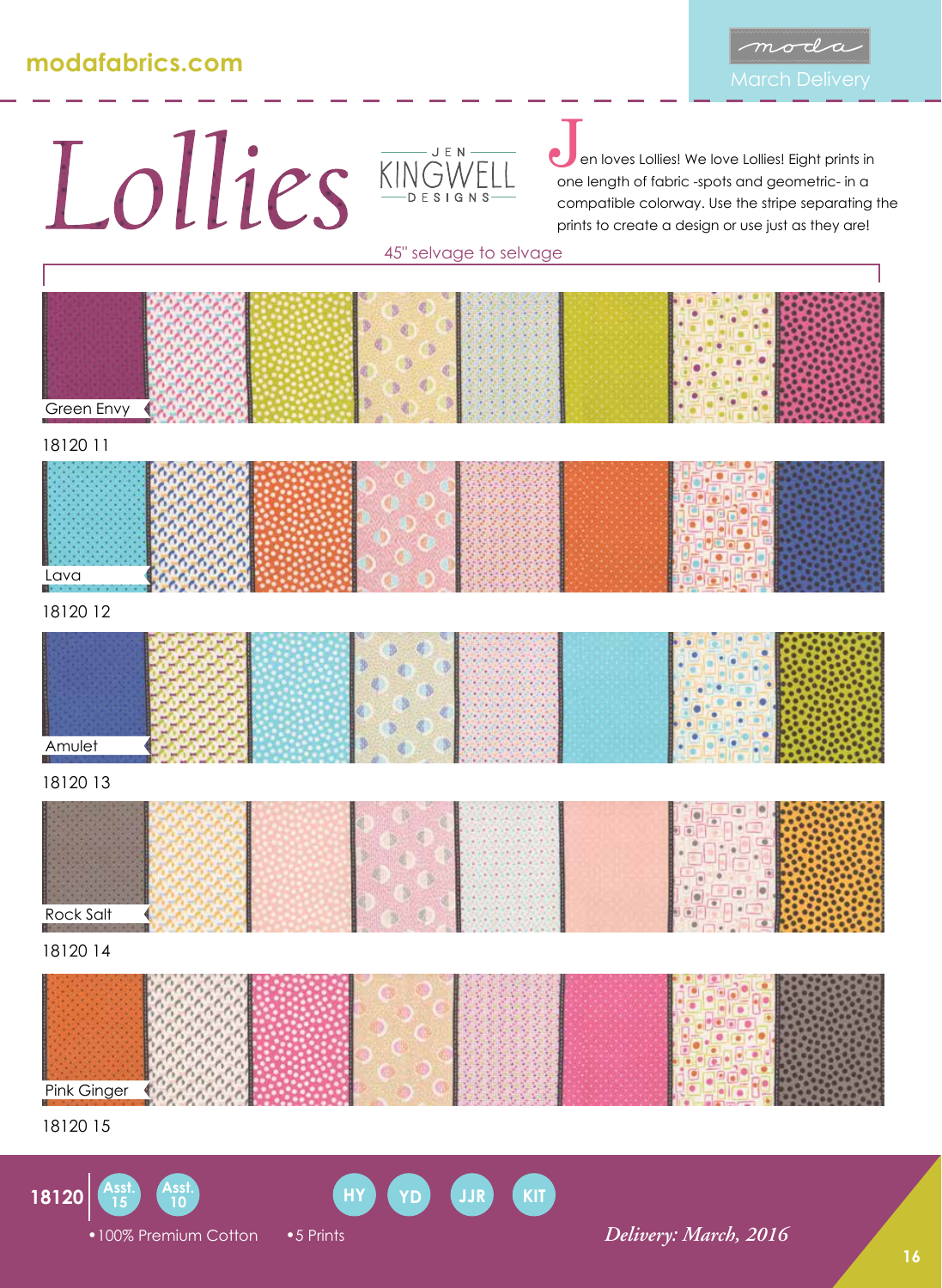modafabrics.com

moda
March Delivery

# Lollies

JEN KINGWELL DESIGNS

Jen loves Lollies! We love Lollies! Eight prints in one length of fabric -spots and geometric- in a compatible colorway. Use the stripe separating the prints to create a design or use just as they are!

45" selvage to selvage

Green Envy

18120 11

Lava

18120 12

Amulet

18120 13

Rock Salt

18120 14

Pink Ginger

18120 15

18120 Asst. 15 Asst. 10 HY YD JJR KIT

- 100% Premium Cotton
- 5 Prints

*Delivery: March, 2016*